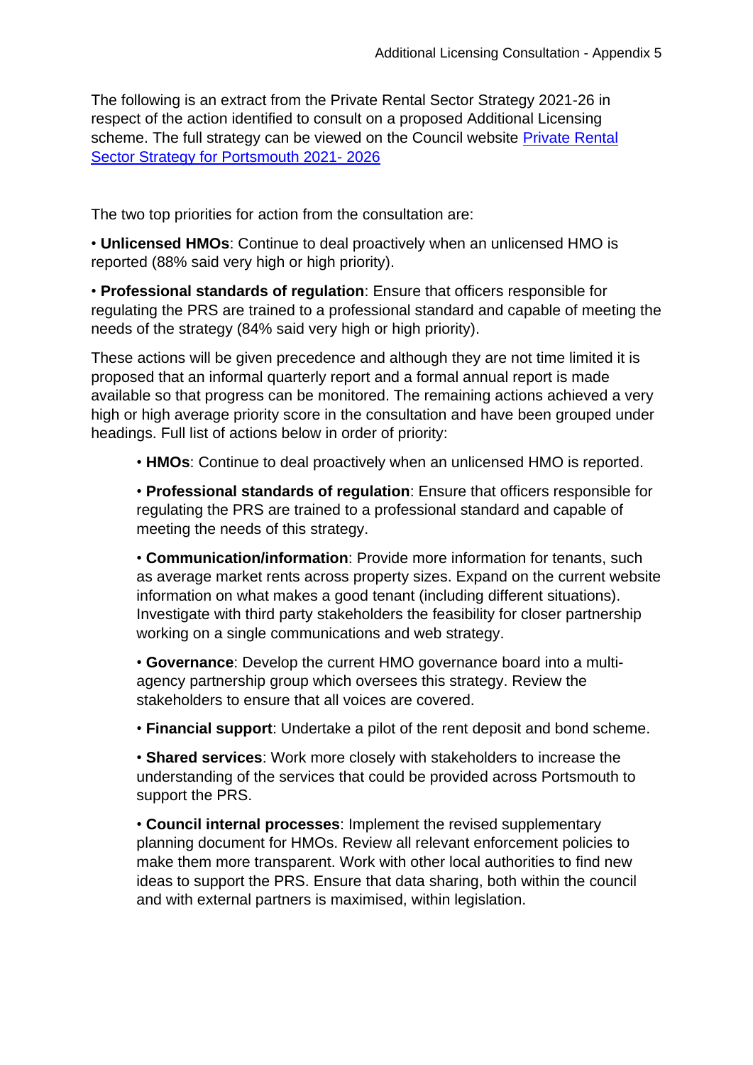The following is an extract from the Private Rental Sector Strategy 2021-26 in respect of the action identified to consult on a proposed Additional Licensing scheme. The full strategy can be viewed on the Council website [Private Rental Sector Strategy for Portsmouth 2021- 2026]

The two top priorities for action from the consultation are:

- **Unlicensed HMOs**: Continue to deal proactively when an unlicensed HMO is reported (88% said very high or high priority).
- **Professional standards of regulation**: Ensure that officers responsible for regulating the PRS are trained to a professional standard and capable of meeting the needs of the strategy (84% said very high or high priority).

These actions will be given precedence and although they are not time limited it is proposed that an informal quarterly report and a formal annual report is made available so that progress can be monitored. The remaining actions achieved a very high or high average priority score in the consultation and have been grouped under headings. Full list of actions below in order of priority:

- **HMOs**: Continue to deal proactively when an unlicensed HMO is reported.
- **Professional standards of regulation**: Ensure that officers responsible for regulating the PRS are trained to a professional standard and capable of meeting the needs of this strategy.
- **Communication/information**: Provide more information for tenants, such as average market rents across property sizes. Expand on the current website information on what makes a good tenant (including different situations). Investigate with third party stakeholders the feasibility for closer partnership working on a single communications and web strategy.
- **Governance**: Develop the current HMO governance board into a multi-agency partnership group which oversees this strategy. Review the stakeholders to ensure that all voices are covered.
- **Financial support**: Undertake a pilot of the rent deposit and bond scheme.
- **Shared services**: Work more closely with stakeholders to increase the understanding of the services that could be provided across Portsmouth to support the PRS.
- **Council internal processes**: Implement the revised supplementary planning document for HMOs. Review all relevant enforcement policies to make them more transparent. Work with other local authorities to find new ideas to support the PRS. Ensure that data sharing, both within the council and with external partners is maximised, within legislation.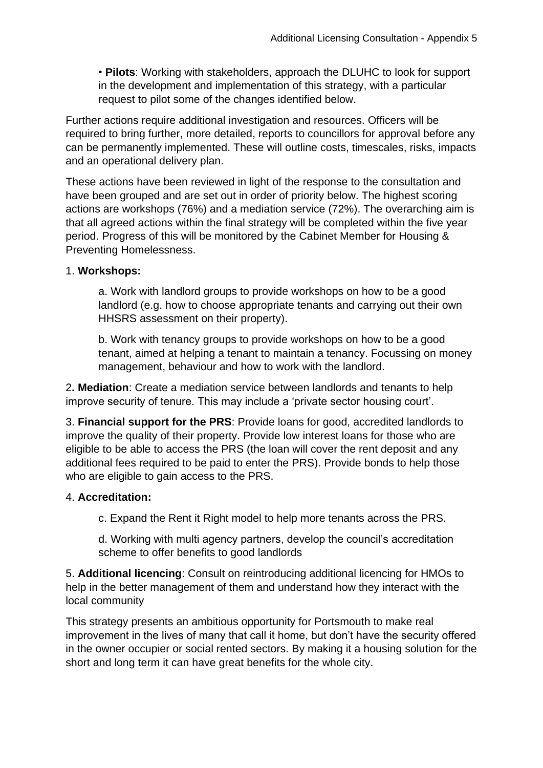• **Pilots**: Working with stakeholders, approach the DLUHC to look for support in the development and implementation of this strategy, with a particular request to pilot some of the changes identified below.

Further actions require additional investigation and resources. Officers will be required to bring further, more detailed, reports to councillors for approval before any can be permanently implemented. These will outline costs, timescales, risks, impacts and an operational delivery plan.

These actions have been reviewed in light of the response to the consultation and have been grouped and are set out in order of priority below. The highest scoring actions are workshops (76%) and a mediation service (72%). The overarching aim is that all agreed actions within the final strategy will be completed within the five year period. Progress of this will be monitored by the Cabinet Member for Housing & Preventing Homelessness.

1. **Workshops:**

   a. Work with landlord groups to provide workshops on how to be a good landlord (e.g. how to choose appropriate tenants and carrying out their own HHSRS assessment on their property).

   b. Work with tenancy groups to provide workshops on how to be a good tenant, aimed at helping a tenant to maintain a tenancy. Focussing on money management, behaviour and how to work with the landlord.

2. **Mediation**: Create a mediation service between landlords and tenants to help improve security of tenure. This may include a 'private sector housing court'.

3. **Financial support for the PRS**: Provide loans for good, accredited landlords to improve the quality of their property. Provide low interest loans for those who are eligible to be able to access the PRS (the loan will cover the rent deposit and any additional fees required to be paid to enter the PRS). Provide bonds to help those who are eligible to gain access to the PRS.

4. **Accreditation:**

   c. Expand the Rent it Right model to help more tenants across the PRS.

   d. Working with multi agency partners, develop the council's accreditation scheme to offer benefits to good landlords

5. **Additional licencing**: Consult on reintroducing additional licencing for HMOs to help in the better management of them and understand how they interact with the local community

This strategy presents an ambitious opportunity for Portsmouth to make real improvement in the lives of many that call it home, but don't have the security offered in the owner occupier or social rented sectors. By making it a housing solution for the short and long term it can have great benefits for the whole city.